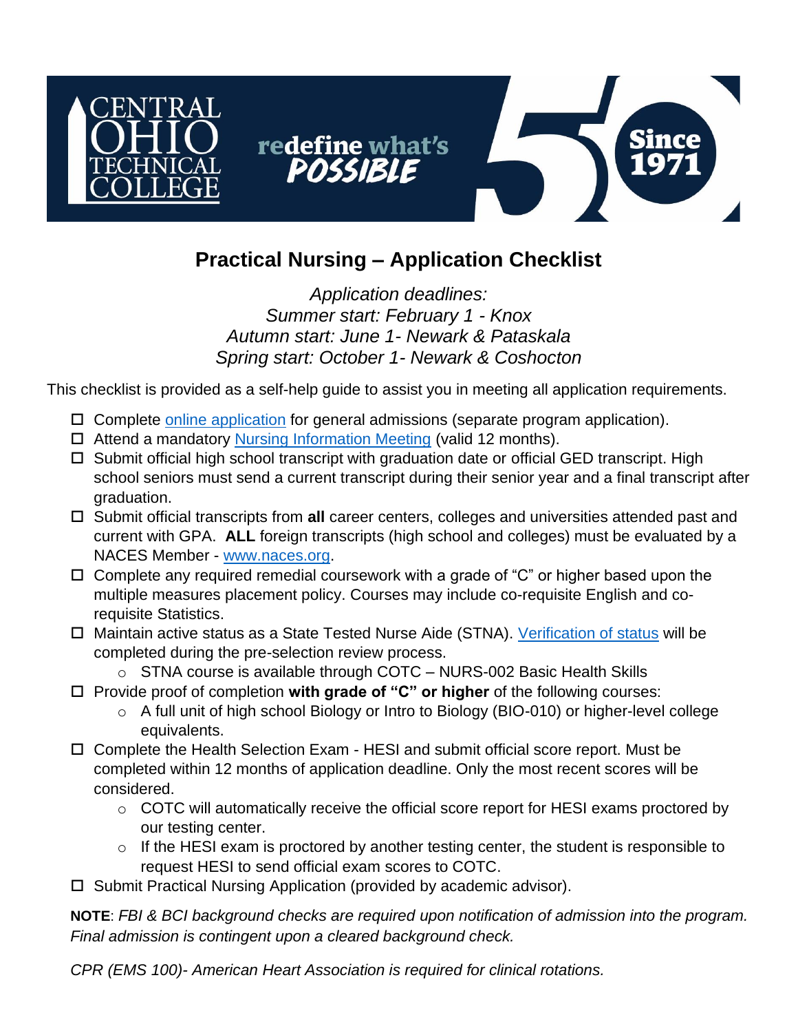CENTRAL OHIO TECHNICAL COLLEGE

redefine what's POSSIBLE

Since 1971

# Practical Nursing – Application Checklist

*Application deadlines:*
*Summer start: February 1 - Knox*
*Autumn start: June 1- Newark & Pataskala*
*Spring start: October 1- Newark & Coshocton*

This checklist is provided as a self-help guide to assist you in meeting all application requirements.

- ☐ Complete online application for general admissions (separate program application).
- ☐ Attend a mandatory Nursing Information Meeting (valid 12 months).
- ☐ Submit official high school transcript with graduation date or official GED transcript. High school seniors must send a current transcript during their senior year and a final transcript after graduation.
- ☐ Submit official transcripts from **all** career centers, colleges and universities attended past and current with GPA. **ALL** foreign transcripts (high school and colleges) must be evaluated by a NACES Member - www.naces.org.
- ☐ Complete any required remedial coursework with a grade of "C" or higher based upon the multiple measures placement policy. Courses may include co-requisite English and co-requisite Statistics.
- ☐ Maintain active status as a State Tested Nurse Aide (STNA). Verification of status will be completed during the pre-selection review process.
  - STNA course is available through COTC – NURS-002 Basic Health Skills
- ☐ Provide proof of completion **with grade of "C" or higher** of the following courses:
  - A full unit of high school Biology or Intro to Biology (BIO-010) or higher-level college equivalents.
- ☐ Complete the Health Selection Exam - HESI and submit official score report. Must be completed within 12 months of application deadline. Only the most recent scores will be considered.
  - COTC will automatically receive the official score report for HESI exams proctored by our testing center.
  - If the HESI exam is proctored by another testing center, the student is responsible to request HESI to send official exam scores to COTC.
- ☐ Submit Practical Nursing Application (provided by academic advisor).

**NOTE**: *FBI & BCI background checks are required upon notification of admission into the program. Final admission is contingent upon a cleared background check.*

*CPR (EMS 100)- American Heart Association is required for clinical rotations.*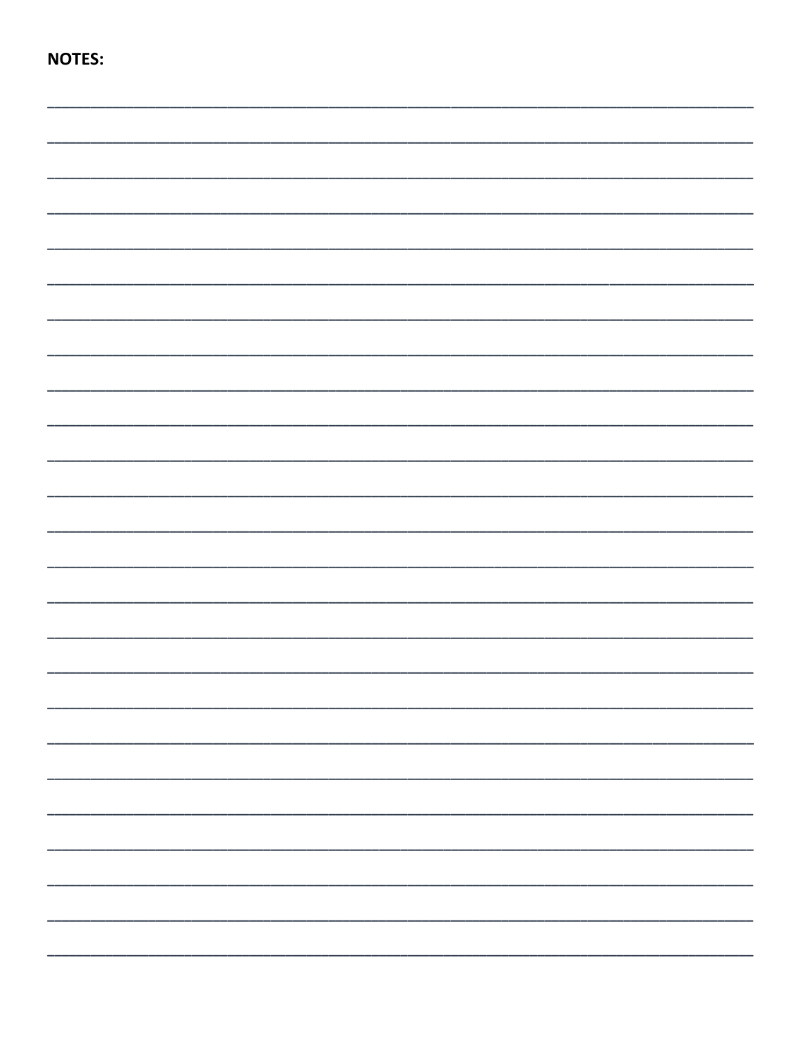**NOTES:**

________________________________________________________________________________

________________________________________________________________________________

________________________________________________________________________________

________________________________________________________________________________

________________________________________________________________________________

________________________________________________________________________________

________________________________________________________________________________

________________________________________________________________________________

________________________________________________________________________________

________________________________________________________________________________

________________________________________________________________________________

________________________________________________________________________________

________________________________________________________________________________

________________________________________________________________________________

________________________________________________________________________________

________________________________________________________________________________

________________________________________________________________________________

________________________________________________________________________________

________________________________________________________________________________

________________________________________________________________________________

________________________________________________________________________________

________________________________________________________________________________

________________________________________________________________________________

________________________________________________________________________________

________________________________________________________________________________